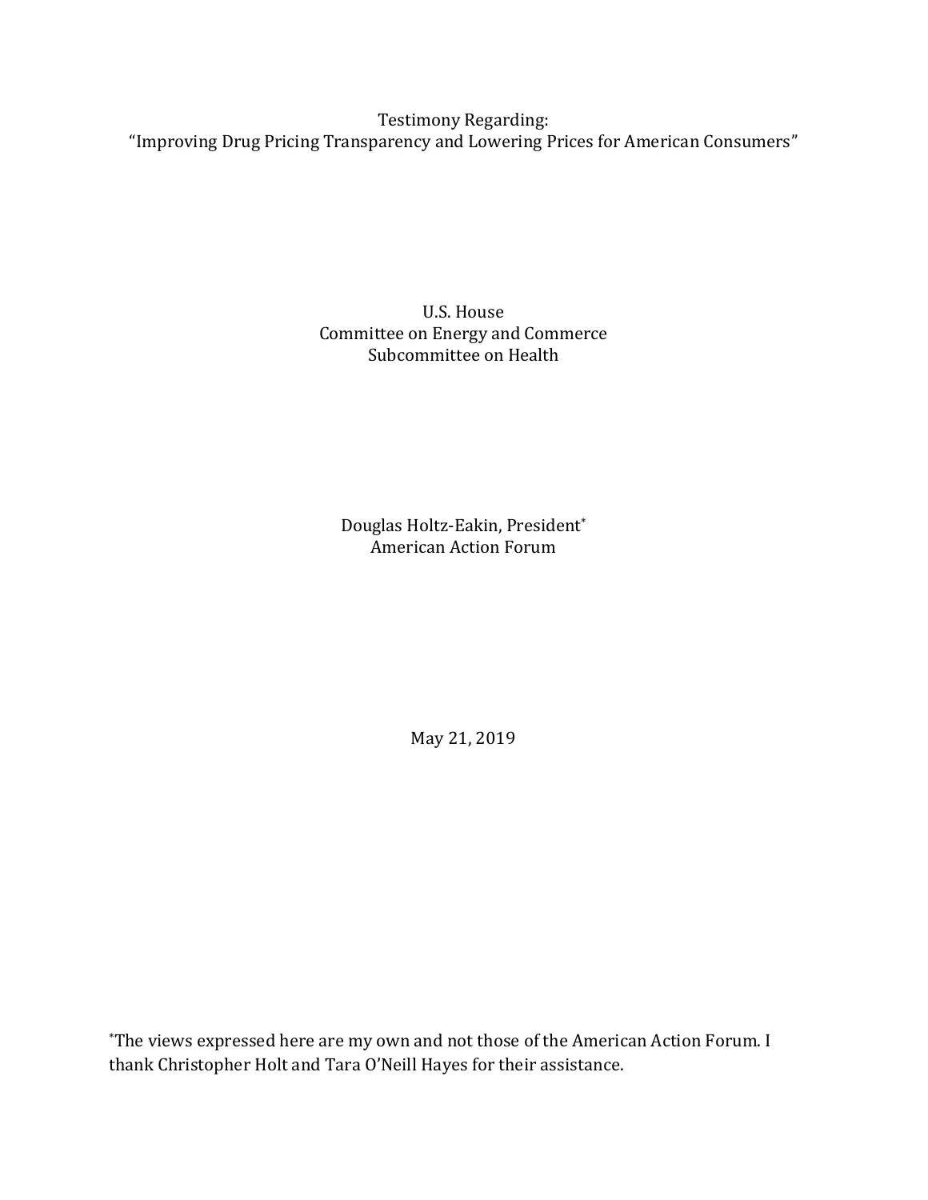Testimony Regarding:
"Improving Drug Pricing Transparency and Lowering Prices for American Consumers"

U.S. House
Committee on Energy and Commerce
Subcommittee on Health

Douglas Holtz-Eakin, President*
American Action Forum

May 21, 2019

*The views expressed here are my own and not those of the American Action Forum. I thank Christopher Holt and Tara O'Neill Hayes for their assistance.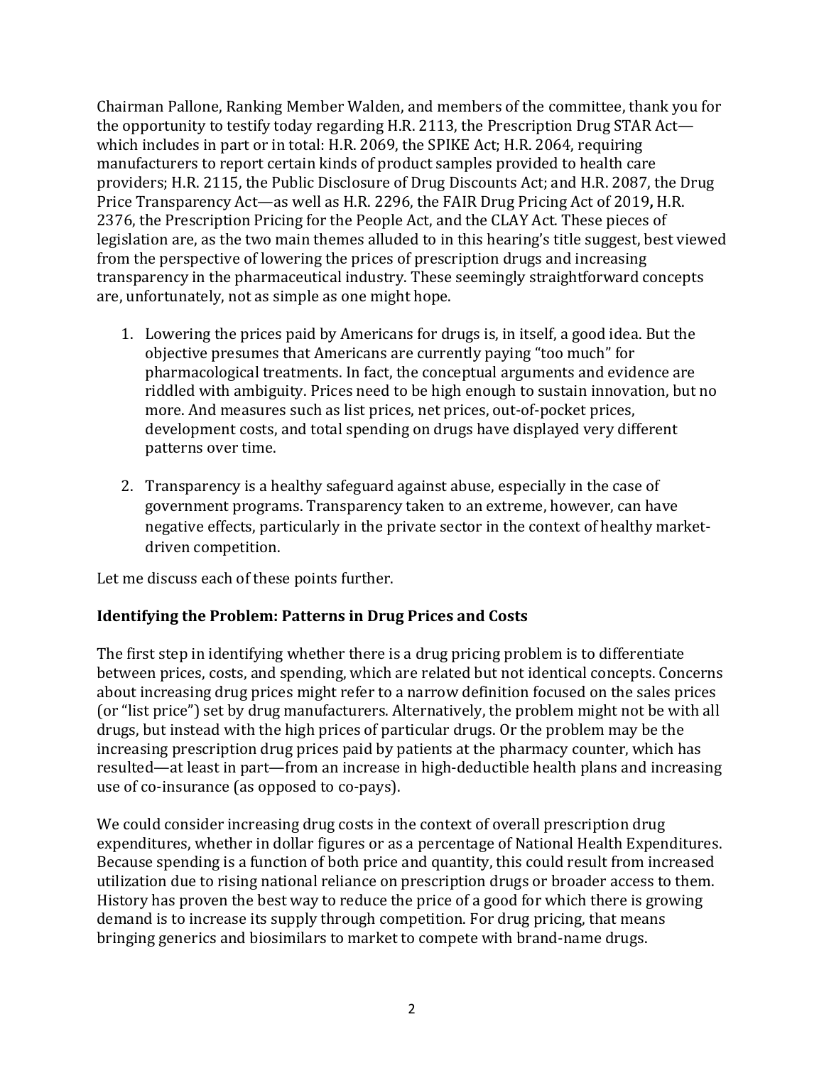Chairman Pallone, Ranking Member Walden, and members of the committee, thank you for the opportunity to testify today regarding H.R. 2113, the Prescription Drug STAR Act—which includes in part or in total: H.R. 2069, the SPIKE Act; H.R. 2064, requiring manufacturers to report certain kinds of product samples provided to health care providers; H.R. 2115, the Public Disclosure of Drug Discounts Act; and H.R. 2087, the Drug Price Transparency Act—as well as H.R. 2296, the FAIR Drug Pricing Act of 2019**,** H.R. 2376, the Prescription Pricing for the People Act, and the CLAY Act. These pieces of legislation are, as the two main themes alluded to in this hearing's title suggest, best viewed from the perspective of lowering the prices of prescription drugs and increasing transparency in the pharmaceutical industry. These seemingly straightforward concepts are, unfortunately, not as simple as one might hope.

1. Lowering the prices paid by Americans for drugs is, in itself, a good idea. But the objective presumes that Americans are currently paying "too much" for pharmacological treatments. In fact, the conceptual arguments and evidence are riddled with ambiguity. Prices need to be high enough to sustain innovation, but no more. And measures such as list prices, net prices, out-of-pocket prices, development costs, and total spending on drugs have displayed very different patterns over time.

2. Transparency is a healthy safeguard against abuse, especially in the case of government programs. Transparency taken to an extreme, however, can have negative effects, particularly in the private sector in the context of healthy market-driven competition.

Let me discuss each of these points further.

## Identifying the Problem: Patterns in Drug Prices and Costs

The first step in identifying whether there is a drug pricing problem is to differentiate between prices, costs, and spending, which are related but not identical concepts. Concerns about increasing drug prices might refer to a narrow definition focused on the sales prices (or "list price") set by drug manufacturers. Alternatively, the problem might not be with all drugs, but instead with the high prices of particular drugs. Or the problem may be the increasing prescription drug prices paid by patients at the pharmacy counter, which has resulted—at least in part—from an increase in high-deductible health plans and increasing use of co-insurance (as opposed to co-pays).

We could consider increasing drug costs in the context of overall prescription drug expenditures, whether in dollar figures or as a percentage of National Health Expenditures. Because spending is a function of both price and quantity, this could result from increased utilization due to rising national reliance on prescription drugs or broader access to them. History has proven the best way to reduce the price of a good for which there is growing demand is to increase its supply through competition. For drug pricing, that means bringing generics and biosimilars to market to compete with brand-name drugs.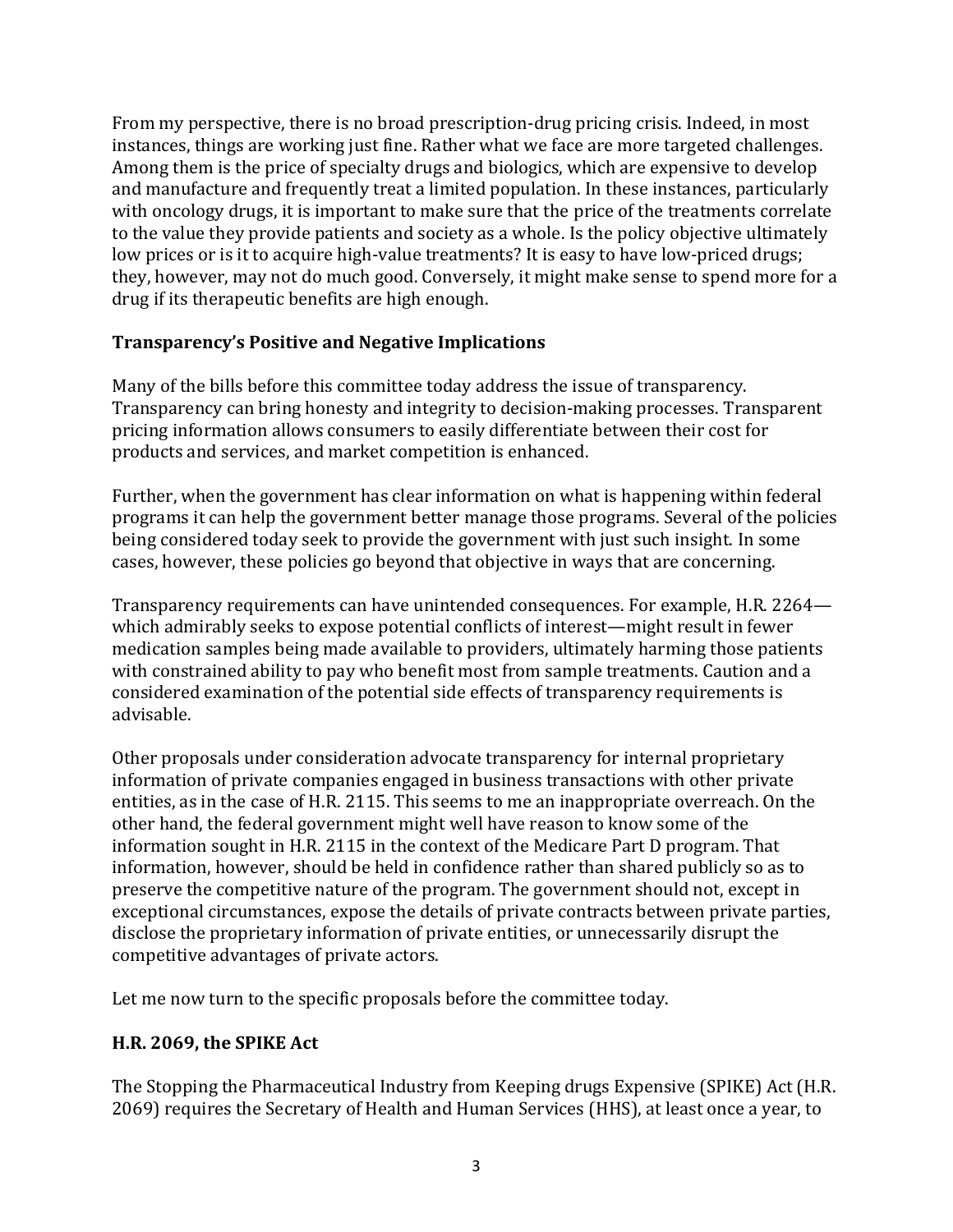From my perspective, there is no broad prescription-drug pricing crisis. Indeed, in most instances, things are working just fine. Rather what we face are more targeted challenges. Among them is the price of specialty drugs and biologics, which are expensive to develop and manufacture and frequently treat a limited population. In these instances, particularly with oncology drugs, it is important to make sure that the price of the treatments correlate to the value they provide patients and society as a whole. Is the policy objective ultimately low prices or is it to acquire high-value treatments? It is easy to have low-priced drugs; they, however, may not do much good. Conversely, it might make sense to spend more for a drug if its therapeutic benefits are high enough.

## Transparency's Positive and Negative Implications

Many of the bills before this committee today address the issue of transparency. Transparency can bring honesty and integrity to decision-making processes. Transparent pricing information allows consumers to easily differentiate between their cost for products and services, and market competition is enhanced.

Further, when the government has clear information on what is happening within federal programs it can help the government better manage those programs. Several of the policies being considered today seek to provide the government with just such insight. In some cases, however, these policies go beyond that objective in ways that are concerning.

Transparency requirements can have unintended consequences. For example, H.R. 2264—which admirably seeks to expose potential conflicts of interest—might result in fewer medication samples being made available to providers, ultimately harming those patients with constrained ability to pay who benefit most from sample treatments. Caution and a considered examination of the potential side effects of transparency requirements is advisable.

Other proposals under consideration advocate transparency for internal proprietary information of private companies engaged in business transactions with other private entities, as in the case of H.R. 2115. This seems to me an inappropriate overreach. On the other hand, the federal government might well have reason to know some of the information sought in H.R. 2115 in the context of the Medicare Part D program. That information, however, should be held in confidence rather than shared publicly so as to preserve the competitive nature of the program. The government should not, except in exceptional circumstances, expose the details of private contracts between private parties, disclose the proprietary information of private entities, or unnecessarily disrupt the competitive advantages of private actors.

Let me now turn to the specific proposals before the committee today.

## H.R. 2069, the SPIKE Act

The Stopping the Pharmaceutical Industry from Keeping drugs Expensive (SPIKE) Act (H.R. 2069) requires the Secretary of Health and Human Services (HHS), at least once a year, to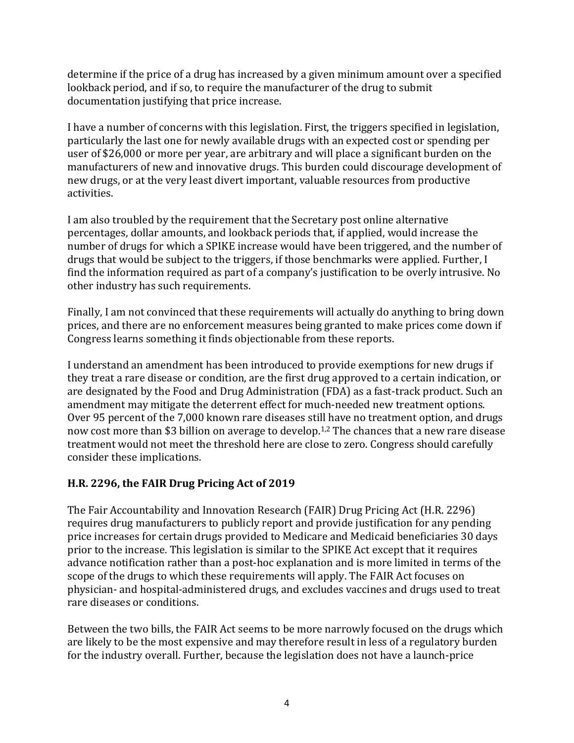determine if the price of a drug has increased by a given minimum amount over a specified lookback period, and if so, to require the manufacturer of the drug to submit documentation justifying that price increase.

I have a number of concerns with this legislation. First, the triggers specified in legislation, particularly the last one for newly available drugs with an expected cost or spending per user of $26,000 or more per year, are arbitrary and will place a significant burden on the manufacturers of new and innovative drugs. This burden could discourage development of new drugs, or at the very least divert important, valuable resources from productive activities.

I am also troubled by the requirement that the Secretary post online alternative percentages, dollar amounts, and lookback periods that, if applied, would increase the number of drugs for which a SPIKE increase would have been triggered, and the number of drugs that would be subject to the triggers, if those benchmarks were applied. Further, I find the information required as part of a company's justification to be overly intrusive. No other industry has such requirements.

Finally, I am not convinced that these requirements will actually do anything to bring down prices, and there are no enforcement measures being granted to make prices come down if Congress learns something it finds objectionable from these reports.

I understand an amendment has been introduced to provide exemptions for new drugs if they treat a rare disease or condition, are the first drug approved to a certain indication, or are designated by the Food and Drug Administration (FDA) as a fast-track product. Such an amendment may mitigate the deterrent effect for much-needed new treatment options. Over 95 percent of the 7,000 known rare diseases still have no treatment option, and drugs now cost more than $3 billion on average to develop.[1,2] The chances that a new rare disease treatment would not meet the threshold here are close to zero. Congress should carefully consider these implications.

### H.R. 2296, the FAIR Drug Pricing Act of 2019

The Fair Accountability and Innovation Research (FAIR) Drug Pricing Act (H.R. 2296) requires drug manufacturers to publicly report and provide justification for any pending price increases for certain drugs provided to Medicare and Medicaid beneficiaries 30 days prior to the increase. This legislation is similar to the SPIKE Act except that it requires advance notification rather than a post-hoc explanation and is more limited in terms of the scope of the drugs to which these requirements will apply. The FAIR Act focuses on physician- and hospital-administered drugs, and excludes vaccines and drugs used to treat rare diseases or conditions.

Between the two bills, the FAIR Act seems to be more narrowly focused on the drugs which are likely to be the most expensive and may therefore result in less of a regulatory burden for the industry overall. Further, because the legislation does not have a launch-price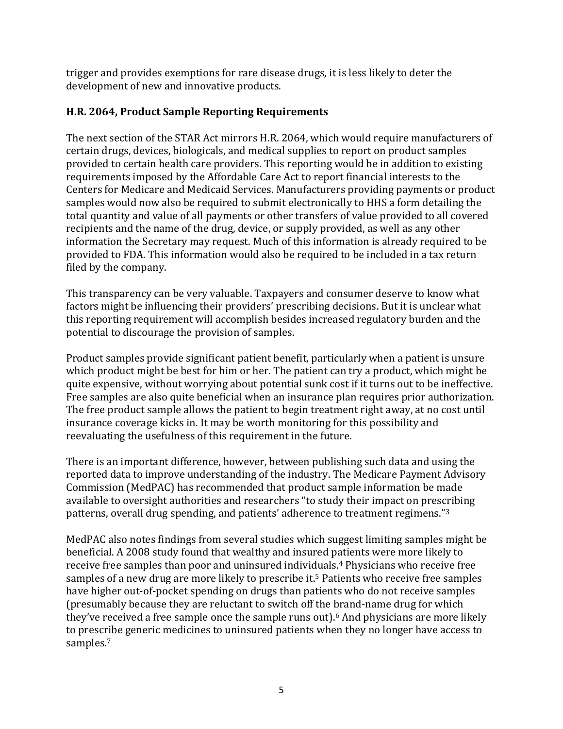trigger and provides exemptions for rare disease drugs, it is less likely to deter the development of new and innovative products.

**H.R. 2064, Product Sample Reporting Requirements**

The next section of the STAR Act mirrors H.R. 2064, which would require manufacturers of certain drugs, devices, biologicals, and medical supplies to report on product samples provided to certain health care providers. This reporting would be in addition to existing requirements imposed by the Affordable Care Act to report financial interests to the Centers for Medicare and Medicaid Services. Manufacturers providing payments or product samples would now also be required to submit electronically to HHS a form detailing the total quantity and value of all payments or other transfers of value provided to all covered recipients and the name of the drug, device, or supply provided, as well as any other information the Secretary may request. Much of this information is already required to be provided to FDA. This information would also be required to be included in a tax return filed by the company.

This transparency can be very valuable. Taxpayers and consumer deserve to know what factors might be influencing their providers' prescribing decisions. But it is unclear what this reporting requirement will accomplish besides increased regulatory burden and the potential to discourage the provision of samples.

Product samples provide significant patient benefit, particularly when a patient is unsure which product might be best for him or her. The patient can try a product, which might be quite expensive, without worrying about potential sunk cost if it turns out to be ineffective. Free samples are also quite beneficial when an insurance plan requires prior authorization. The free product sample allows the patient to begin treatment right away, at no cost until insurance coverage kicks in. It may be worth monitoring for this possibility and reevaluating the usefulness of this requirement in the future.

There is an important difference, however, between publishing such data and using the reported data to improve understanding of the industry. The Medicare Payment Advisory Commission (MedPAC) has recommended that product sample information be made available to oversight authorities and researchers "to study their impact on prescribing patterns, overall drug spending, and patients' adherence to treatment regimens."[3]

MedPAC also notes findings from several studies which suggest limiting samples might be beneficial. A 2008 study found that wealthy and insured patients were more likely to receive free samples than poor and uninsured individuals.[4] Physicians who receive free samples of a new drug are more likely to prescribe it.[5] Patients who receive free samples have higher out-of-pocket spending on drugs than patients who do not receive samples (presumably because they are reluctant to switch off the brand-name drug for which they've received a free sample once the sample runs out).[6] And physicians are more likely to prescribe generic medicines to uninsured patients when they no longer have access to samples.[7]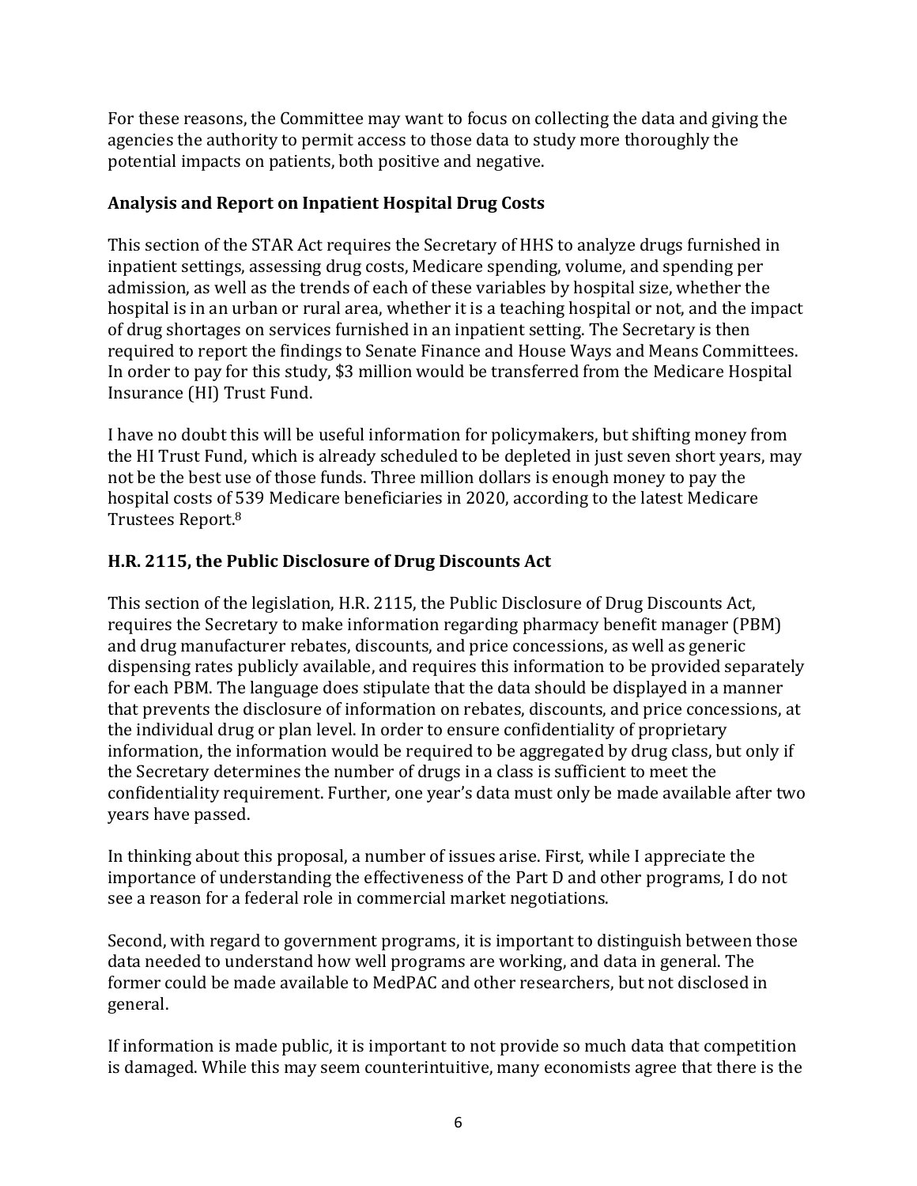For these reasons, the Committee may want to focus on collecting the data and giving the agencies the authority to permit access to those data to study more thoroughly the potential impacts on patients, both positive and negative.

### Analysis and Report on Inpatient Hospital Drug Costs

This section of the STAR Act requires the Secretary of HHS to analyze drugs furnished in inpatient settings, assessing drug costs, Medicare spending, volume, and spending per admission, as well as the trends of each of these variables by hospital size, whether the hospital is in an urban or rural area, whether it is a teaching hospital or not, and the impact of drug shortages on services furnished in an inpatient setting. The Secretary is then required to report the findings to Senate Finance and House Ways and Means Committees. In order to pay for this study, $3 million would be transferred from the Medicare Hospital Insurance (HI) Trust Fund.

I have no doubt this will be useful information for policymakers, but shifting money from the HI Trust Fund, which is already scheduled to be depleted in just seven short years, may not be the best use of those funds. Three million dollars is enough money to pay the hospital costs of 539 Medicare beneficiaries in 2020, according to the latest Medicare Trustees Report.[8]

### H.R. 2115, the Public Disclosure of Drug Discounts Act

This section of the legislation, H.R. 2115, the Public Disclosure of Drug Discounts Act, requires the Secretary to make information regarding pharmacy benefit manager (PBM) and drug manufacturer rebates, discounts, and price concessions, as well as generic dispensing rates publicly available, and requires this information to be provided separately for each PBM. The language does stipulate that the data should be displayed in a manner that prevents the disclosure of information on rebates, discounts, and price concessions, at the individual drug or plan level. In order to ensure confidentiality of proprietary information, the information would be required to be aggregated by drug class, but only if the Secretary determines the number of drugs in a class is sufficient to meet the confidentiality requirement. Further, one year's data must only be made available after two years have passed.

In thinking about this proposal, a number of issues arise. First, while I appreciate the importance of understanding the effectiveness of the Part D and other programs, I do not see a reason for a federal role in commercial market negotiations.

Second, with regard to government programs, it is important to distinguish between those data needed to understand how well programs are working, and data in general. The former could be made available to MedPAC and other researchers, but not disclosed in general.

If information is made public, it is important to not provide so much data that competition is damaged. While this may seem counterintuitive, many economists agree that there is the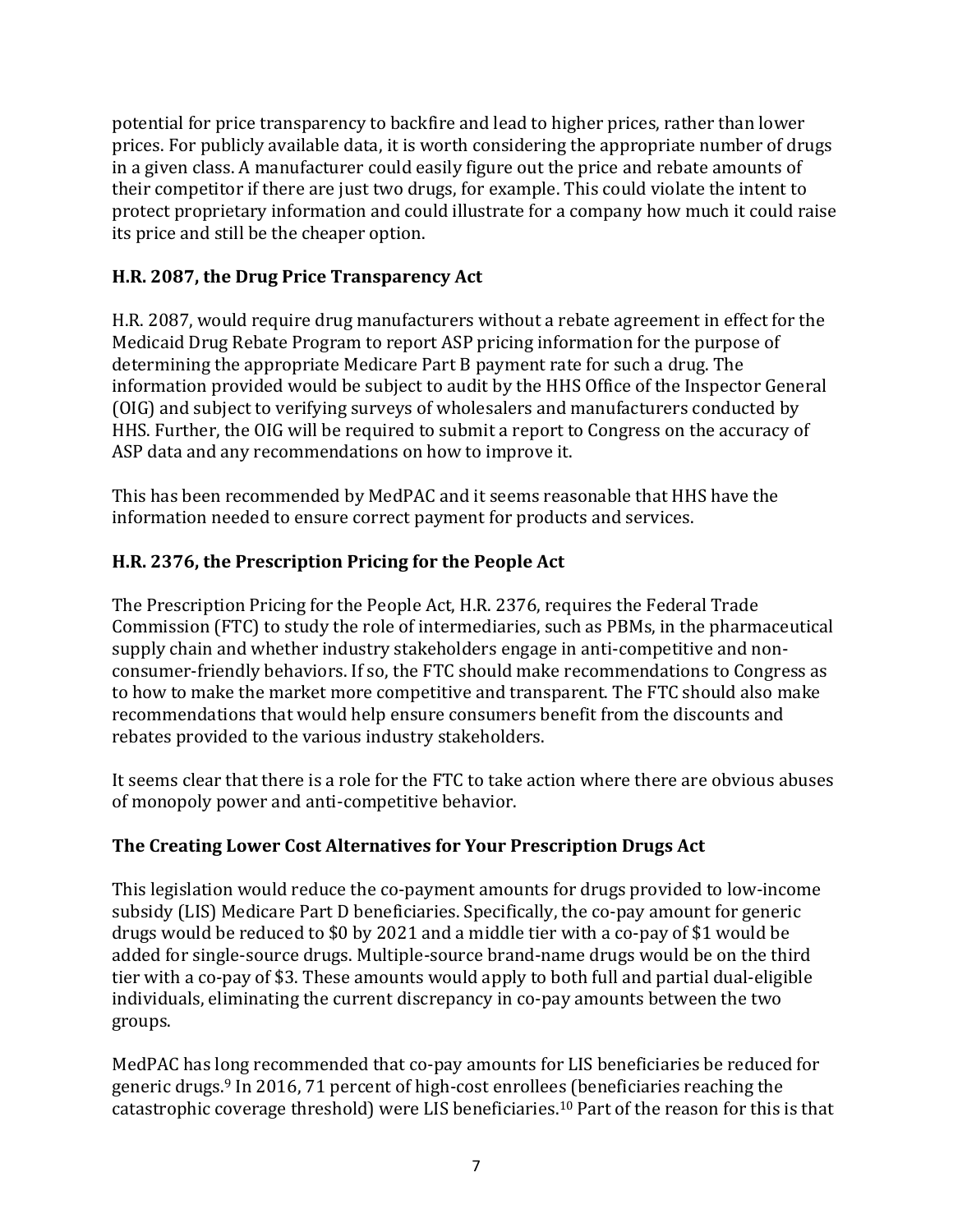potential for price transparency to backfire and lead to higher prices, rather than lower prices. For publicly available data, it is worth considering the appropriate number of drugs in a given class. A manufacturer could easily figure out the price and rebate amounts of their competitor if there are just two drugs, for example. This could violate the intent to protect proprietary information and could illustrate for a company how much it could raise its price and still be the cheaper option.

### H.R. 2087, the Drug Price Transparency Act

H.R. 2087, would require drug manufacturers without a rebate agreement in effect for the Medicaid Drug Rebate Program to report ASP pricing information for the purpose of determining the appropriate Medicare Part B payment rate for such a drug. The information provided would be subject to audit by the HHS Office of the Inspector General (OIG) and subject to verifying surveys of wholesalers and manufacturers conducted by HHS. Further, the OIG will be required to submit a report to Congress on the accuracy of ASP data and any recommendations on how to improve it.

This has been recommended by MedPAC and it seems reasonable that HHS have the information needed to ensure correct payment for products and services.

### H.R. 2376, the Prescription Pricing for the People Act

The Prescription Pricing for the People Act, H.R. 2376, requires the Federal Trade Commission (FTC) to study the role of intermediaries, such as PBMs, in the pharmaceutical supply chain and whether industry stakeholders engage in anti-competitive and non-consumer-friendly behaviors. If so, the FTC should make recommendations to Congress as to how to make the market more competitive and transparent. The FTC should also make recommendations that would help ensure consumers benefit from the discounts and rebates provided to the various industry stakeholders.

It seems clear that there is a role for the FTC to take action where there are obvious abuses of monopoly power and anti-competitive behavior.

### The Creating Lower Cost Alternatives for Your Prescription Drugs Act

This legislation would reduce the co-payment amounts for drugs provided to low-income subsidy (LIS) Medicare Part D beneficiaries. Specifically, the co-pay amount for generic drugs would be reduced to $0 by 2021 and a middle tier with a co-pay of $1 would be added for single-source drugs. Multiple-source brand-name drugs would be on the third tier with a co-pay of $3. These amounts would apply to both full and partial dual-eligible individuals, eliminating the current discrepancy in co-pay amounts between the two groups.

MedPAC has long recommended that co-pay amounts for LIS beneficiaries be reduced for generic drugs.[9] In 2016, 71 percent of high-cost enrollees (beneficiaries reaching the catastrophic coverage threshold) were LIS beneficiaries.[10] Part of the reason for this is that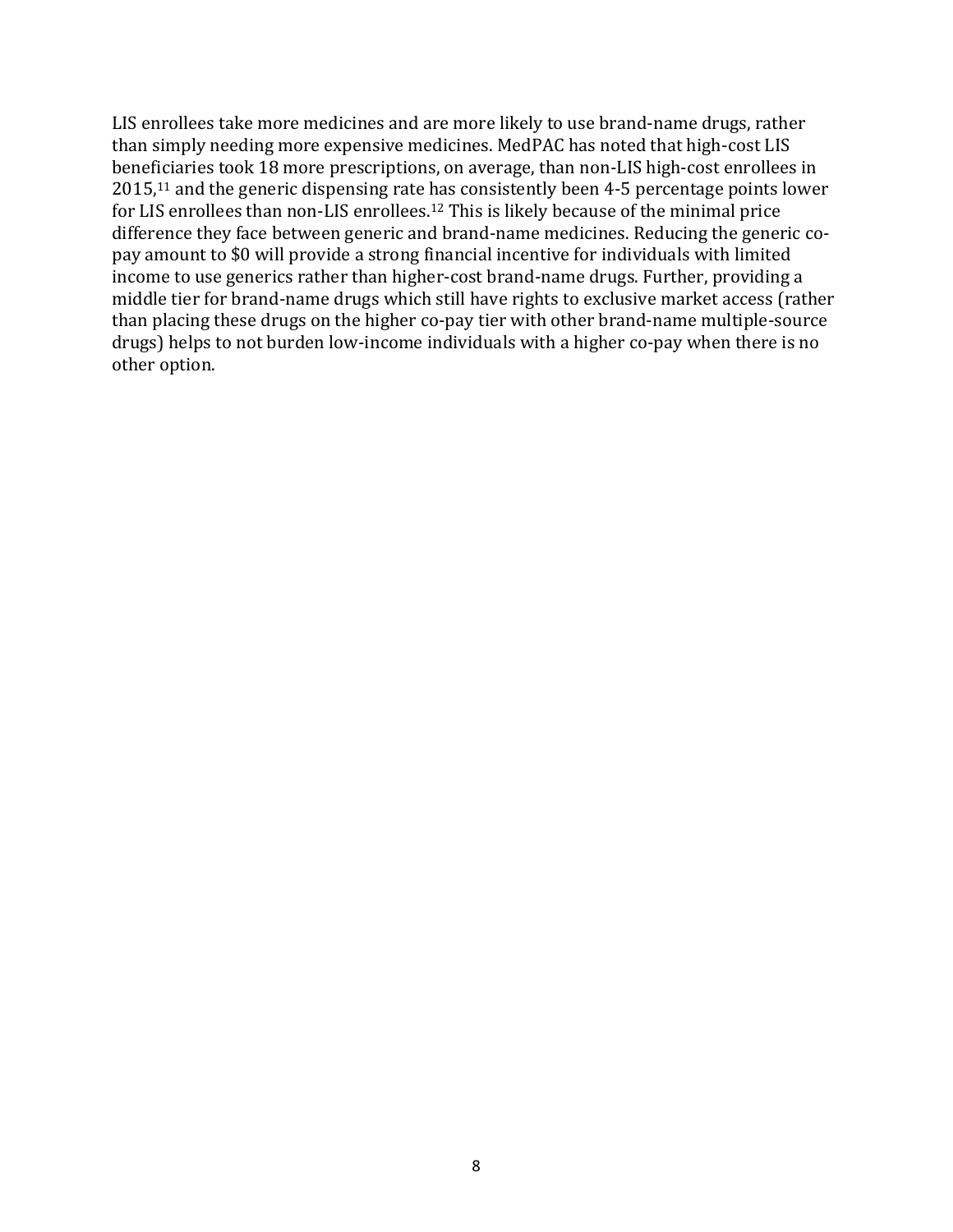LIS enrollees take more medicines and are more likely to use brand-name drugs, rather than simply needing more expensive medicines. MedPAC has noted that high-cost LIS beneficiaries took 18 more prescriptions, on average, than non-LIS high-cost enrollees in 2015,[11] and the generic dispensing rate has consistently been 4-5 percentage points lower for LIS enrollees than non-LIS enrollees.[12] This is likely because of the minimal price difference they face between generic and brand-name medicines. Reducing the generic co-pay amount to $0 will provide a strong financial incentive for individuals with limited income to use generics rather than higher-cost brand-name drugs. Further, providing a middle tier for brand-name drugs which still have rights to exclusive market access (rather than placing these drugs on the higher co-pay tier with other brand-name multiple-source drugs) helps to not burden low-income individuals with a higher co-pay when there is no other option.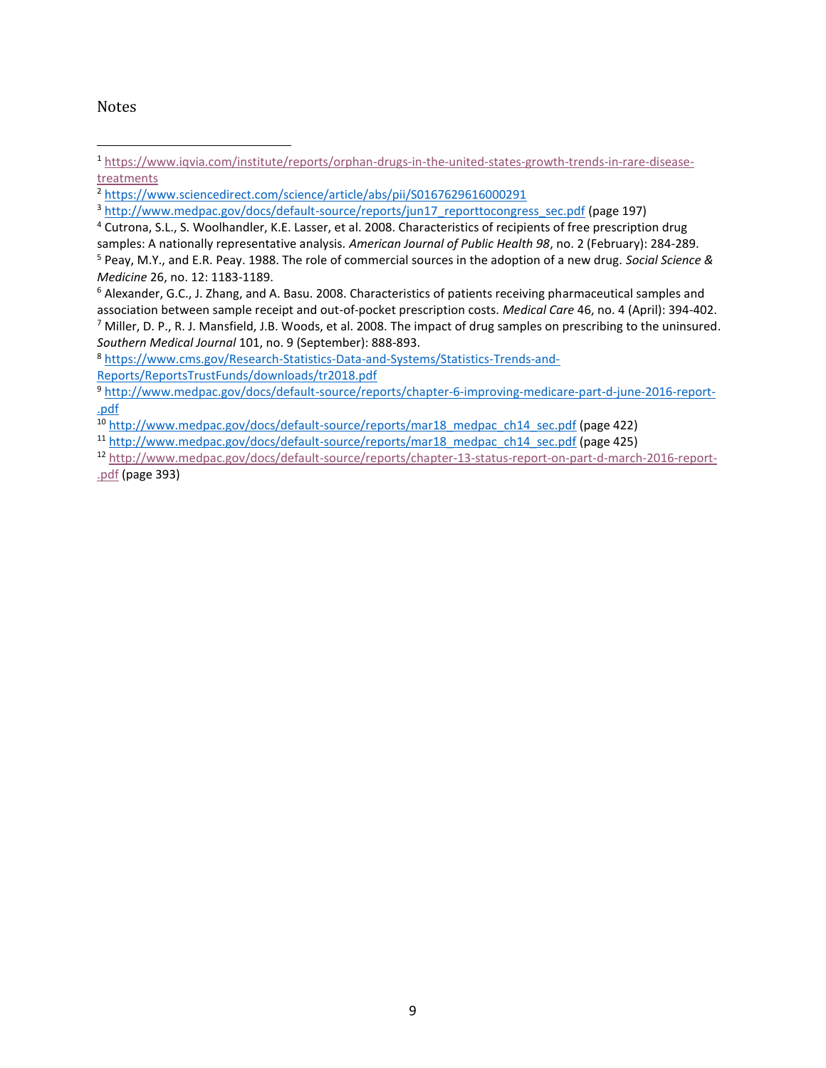Notes

[1] https://www.iqvia.com/institute/reports/orphan-drugs-in-the-united-states-growth-trends-in-rare-disease-treatments

[2] https://www.sciencedirect.com/science/article/abs/pii/S0167629616000291

[3] http://www.medpac.gov/docs/default-source/reports/jun17_reporttocongress_sec.pdf (page 197)

[4] Cutrona, S.L., S. Woolhandler, K.E. Lasser, et al. 2008. Characteristics of recipients of free prescription drug samples: A nationally representative analysis. *American Journal of Public Health 98*, no. 2 (February): 284-289.

[5] Peay, M.Y., and E.R. Peay. 1988. The role of commercial sources in the adoption of a new drug. *Social Science & Medicine* 26, no. 12: 1183-1189.

[6] Alexander, G.C., J. Zhang, and A. Basu. 2008. Characteristics of patients receiving pharmaceutical samples and association between sample receipt and out-of-pocket prescription costs. *Medical Care* 46, no. 4 (April): 394-402.

[7] Miller, D. P., R. J. Mansfield, J.B. Woods, et al. 2008. The impact of drug samples on prescribing to the uninsured. *Southern Medical Journal* 101, no. 9 (September): 888-893.

[8] https://www.cms.gov/Research-Statistics-Data-and-Systems/Statistics-Trends-and-Reports/ReportsTrustFunds/downloads/tr2018.pdf

[9] http://www.medpac.gov/docs/default-source/reports/chapter-6-improving-medicare-part-d-june-2016-report-.pdf

[10] http://www.medpac.gov/docs/default-source/reports/mar18_medpac_ch14_sec.pdf (page 422)

[11] http://www.medpac.gov/docs/default-source/reports/mar18_medpac_ch14_sec.pdf (page 425)

[12] http://www.medpac.gov/docs/default-source/reports/chapter-13-status-report-on-part-d-march-2016-report-.pdf (page 393)